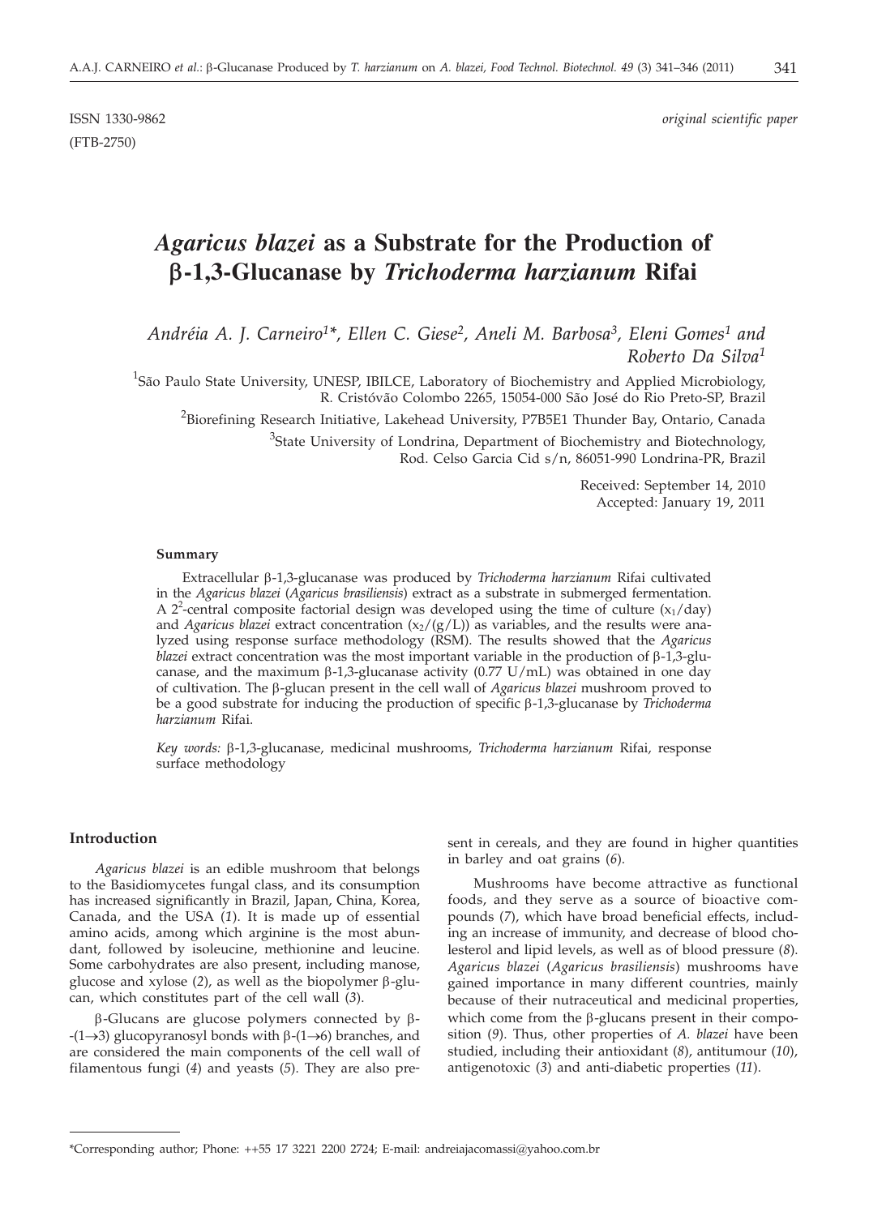ISSN 1330-9862 *original scientific paper*
(FTB-2750)

# *Agaricus blazei* as a Substrate for the Production of β-1,3-Glucanase by *Trichoderma harzianum* Rifai

*Andréia A. J. Carneiro[1]\*, Ellen C. Giese[2], Aneli M. Barbosa[3], Eleni Gomes[1] and Roberto Da Silva[1]*

[1]São Paulo State University, UNESP, IBILCE, Laboratory of Biochemistry and Applied Microbiology, R. Cristóvão Colombo 2265, 15054-000 São José do Rio Preto-SP, Brazil

[2]Biorefining Research Initiative, Lakehead University, P7B5E1 Thunder Bay, Ontario, Canada

[3]State University of Londrina, Department of Biochemistry and Biotechnology, Rod. Celso Garcia Cid s/n, 86051-990 Londrina-PR, Brazil

Received: September 14, 2010
Accepted: January 19, 2011

### Summary

Extracellular β-1,3-glucanase was produced by *Trichoderma harzianum* Rifai cultivated in the *Agaricus blazei* (*Agaricus brasiliensis*) extract as a substrate in submerged fermentation. A $2^2$-central composite factorial design was developed using the time of culture ($x_1$/day) and *Agaricus blazei* extract concentration ($x_2$/(g/L)) as variables, and the results were analyzed using response surface methodology (RSM). The results showed that the *Agaricus blazei* extract concentration was the most important variable in the production of β-1,3-glucanase, and the maximum β-1,3-glucanase activity (0.77 U/mL) was obtained in one day of cultivation. The β-glucan present in the cell wall of *Agaricus blazei* mushroom proved to be a good substrate for inducing the production of specific β-1,3-glucanase by *Trichoderma harzianum* Rifai.

*Key words:* β-1,3-glucanase, medicinal mushrooms, *Trichoderma harzianum* Rifai, response surface methodology

## Introduction

*Agaricus blazei* is an edible mushroom that belongs to the Basidiomycetes fungal class, and its consumption has increased significantly in Brazil, Japan, China, Korea, Canada, and the USA (*1*). It is made up of essential amino acids, among which arginine is the most abundant, followed by isoleucine, methionine and leucine. Some carbohydrates are also present, including manose, glucose and xylose (*2*), as well as the biopolymer β-glucan, which constitutes part of the cell wall (*3*).

β-Glucans are glucose polymers connected by β-(1→3) glucopyranosyl bonds with β-(1→6) branches, and are considered the main components of the cell wall of filamentous fungi (*4*) and yeasts (*5*). They are also present in cereals, and they are found in higher quantities in barley and oat grains (*6*).

Mushrooms have become attractive as functional foods, and they serve as a source of bioactive compounds (*7*), which have broad beneficial effects, including an increase of immunity, and decrease of blood cholesterol and lipid levels, as well as of blood pressure (*8*). *Agaricus blazei* (*Agaricus brasiliensis*) mushrooms have gained importance in many different countries, mainly because of their nutraceutical and medicinal properties, which come from the β-glucans present in their composition (*9*). Thus, other properties of *A. blazei* have been studied, including their antioxidant (*8*), antitumour (*10*), antigenotoxic (*3*) and anti-diabetic properties (*11*).

\*Corresponding author; Phone: ++55 17 3221 2200 2724; E-mail: andreiajacomassi@yahoo.com.br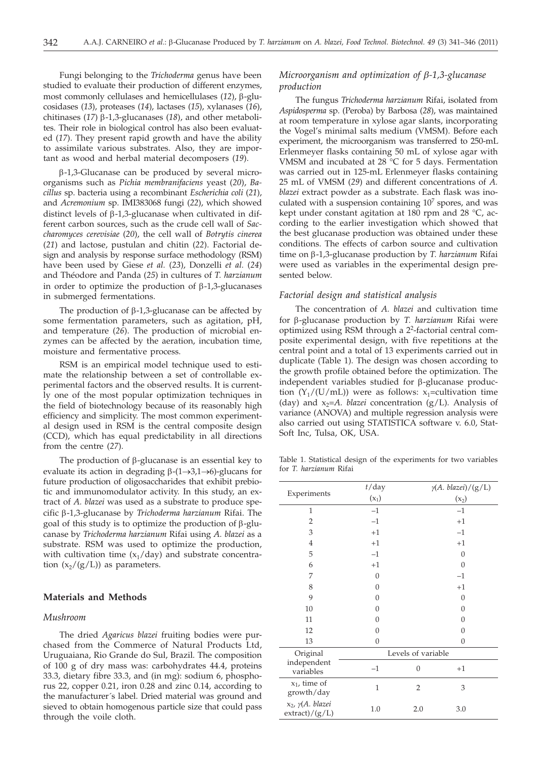Fungi belonging to the *Trichoderma* genus have been studied to evaluate their production of different enzymes, most commonly cellulases and hemicellulases (*12*), β-glucosidases (*13*), proteases (*14*), lactases (*15*), xylanases (*16*), chitinases (*17*) β-1,3-glucanases (*18*), and other metabolites. Their role in biological control has also been evaluated (*17*). They present rapid growth and have the ability to assimilate various substrates. Also, they are important as wood and herbal material decomposers (*19*).

β-1,3-Glucanase can be produced by several microorganisms such as *Pichia membranifaciens* yeast (*20*), *Bacillus* sp. bacteria using a recombinant *Escherichia coli* (*21*), and *Acremonium* sp. IMI383068 fungi (*22*), which showed distinct levels of β-1,3-glucanase when cultivated in different carbon sources, such as the crude cell wall of *Saccharomyces cerevisiae* (*20*), the cell wall of *Botrytis cinerea* (*21*) and lactose, pustulan and chitin (*22*). Factorial design and analysis by response surface methodology (RSM) have been used by Giese *et al.* (*23*), Donzelli *et al.* (*24*) and Théodore and Panda (*25*) in cultures of *T. harzianum* in order to optimize the production of β-1,3-glucanases in submerged fermentations.

The production of β-1,3-glucanase can be affected by some fermentation parameters, such as agitation, pH, and temperature (*26*). The production of microbial enzymes can be affected by the aeration, incubation time, moisture and fermentative process.

RSM is an empirical model technique used to estimate the relationship between a set of controllable experimental factors and the observed results. It is currently one of the most popular optimization techniques in the field of biotechnology because of its reasonably high efficiency and simplicity. The most common experimental design used in RSM is the central composite design (CCD), which has equal predictability in all directions from the centre (*27*).

The production of β-glucanase is an essential key to evaluate its action in degrading β-(1→3,1→6)-glucans for future production of oligosaccharides that exhibit prebiotic and immunomodulator activity. In this study, an extract of *A. blazei* was used as a substrate to produce specific β-1,3-glucanase by *Trichoderma harzianum* Rifai. The goal of this study is to optimize the production of β-glucanase by *Trichoderma harzianum* Rifai using *A. blazei* as a substrate. RSM was used to optimize the production, with cultivation time ($x_1$/day) and substrate concentration ($x_2$/(g/L)) as parameters.

## Materials and Methods

### Mushroom

The dried *Agaricus blazei* fruiting bodies were purchased from the Commerce of Natural Products Ltd, Uruguaiana, Rio Grande do Sul, Brazil. The composition of 100 g of dry mass was: carbohydrates 44.4, proteins 33.3, dietary fibre 33.3, and (in mg): sodium 6, phosphorus 22, copper 0.21, iron 0.28 and zinc 0.14, according to the manufacturer´s label. Dried material was ground and sieved to obtain homogenous particle size that could pass through the voile cloth.

### Microorganism and optimization of β-1,3-glucanase production

The fungus *Trichoderma harzianum* Rifai, isolated from *Aspidosperma* sp. (Peroba) by Barbosa (*28*), was maintained at room temperature in xylose agar slants, incorporating the Vogel's minimal salts medium (VMSM). Before each experiment, the microorganism was transferred to 250-mL Erlenmeyer flasks containing 50 mL of xylose agar with VMSM and incubated at 28 °C for 5 days. Fermentation was carried out in 125-mL Erlenmeyer flasks containing 25 mL of VMSM (*29*) and different concentrations of *A. blazei* extract powder as a substrate. Each flask was inoculated with a suspension containing $10^7$ spores, and was kept under constant agitation at 180 rpm and 28 °C, according to the earlier investigation which showed that the best glucanase production was obtained under these conditions. The effects of carbon source and cultivation time on β-1,3-glucanase production by *T. harzianum* Rifai were used as variables in the experimental design presented below.

### Factorial design and statistical analysis

The concentration of *A. blazei* and cultivation time for β-glucanase production by *T. harzianum* Rifai were optimized using RSM through a $2^2$-factorial central composite experimental design, with five repetitions at the central point and a total of 13 experiments carried out in duplicate (Table 1). The design was chosen according to the growth profile obtained before the optimization. The independent variables studied for β-glucanase production ($Y_1$/(U/mL)) were as follows: $x_1$=cultivation time (day) and $x_2$=*A. blazei* concentration (g/L). Analysis of variance (ANOVA) and multiple regression analysis were also carried out using STATISTICA software v. 6.0, StatSoft Inc, Tulsa, OK, USA.

Table 1. Statistical design of the experiments for two variables for *T. harzianum* Rifai

| Experiments | $t$/day ($x_1$) | | $\gamma$(*A. blazei*)/(g/L) ($x_2$) |
|---|---|---|---|
| 1 | −1 | | −1 |
| 2 | −1 | | +1 |
| 3 | +1 | | −1 |
| 4 | +1 | | +1 |
| 5 | −1 | | 0 |
| 6 | +1 | | 0 |
| 7 | 0 | | −1 |
| 8 | 0 | | +1 |
| 9 | 0 | | 0 |
| 10 | 0 | | 0 |
| 11 | 0 | | 0 |
| 12 | 0 | | 0 |
| 13 | 0 | | 0 |
| Original independent variables | Levels of variable | | |
| | −1 | 0 | +1 |
| $x_1$, time of growth/day | 1 | 2 | 3 |
| $x_2$, $\gamma$(*A. blazei* extract)/(g/L) | 1.0 | 2.0 | 3.0 |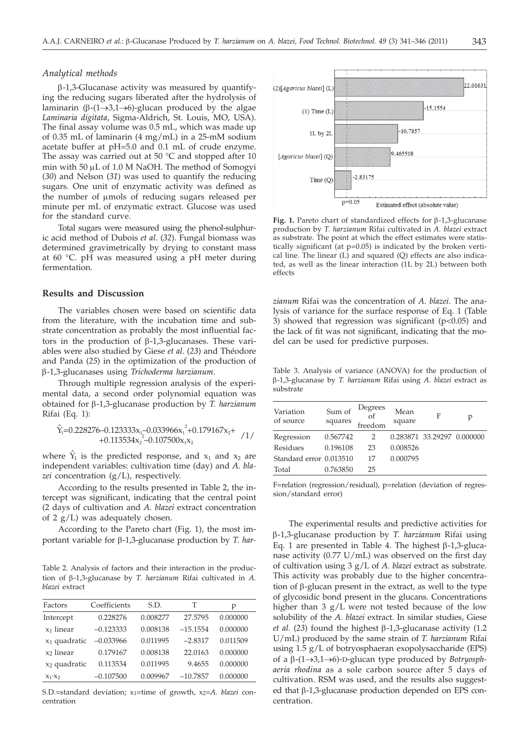### *Analytical methods*

β-1,3-Glucanase activity was measured by quantifying the reducing sugars liberated after the hydrolysis of laminarin (β-(1→3,1→6)-glucan produced by the algae *Laminaria digitata*, Sigma-Aldrich, St. Louis, MO, USA). The final assay volume was 0.5 mL, which was made up of 0.35 mL of laminarin (4 mg/mL) in a 25-mM sodium acetate buffer at pH=5.0 and 0.1 mL of crude enzyme. The assay was carried out at 50 °C and stopped after 10 min with 50 μL of 1.0 M NaOH. The method of Somogyi (*30*) and Nelson (*31*) was used to quantify the reducing sugars. One unit of enzymatic activity was defined as the number of μmols of reducing sugars released per minute per mL of enzymatic extract. Glucose was used for the standard curve.

Total sugars were measured using the phenol-sulphuric acid method of Dubois *et al.* (*32*). Fungal biomass was determined gravimetrically by drying to constant mass at 60 °C. pH was measured using a pH meter during fermentation.

## Results and Discussion

The variables chosen were based on scientific data from the literature, with the incubation time and substrate concentration as probably the most influential factors in the production of β-1,3-glucanases. These variables were also studied by Giese *et al.* (*23*) and Théodore and Panda (*25*) in the optimization of the production of β-1,3-glucanases using *Trichoderma harzianum*.

Through multiple regression analysis of the experimental data, a second order polynomial equation was obtained for β-1,3-glucanase production by *T. harzianum* Rifai (Eq. 1):

$$\hat{Y}_1 = 0.228276 - 0.123333x_1 - 0.033966x_1^2 + 0.179167x_2 + 0.113534x_2^2 - 0.107500x_1x_2 \quad /1/$$

where $\hat{Y}_1$ is the predicted response, and $x_1$ and $x_2$ are independent variables: cultivation time (day) and *A. blazei* concentration (g/L), respectively.

According to the results presented in Table 2, the intercept was significant, indicating that the central point (2 days of cultivation and *A. blazei* extract concentration of 2 g/L) was adequately chosen.

According to the Pareto chart (Fig. 1), the most important variable for β-1,3-glucanase production by *T. harzianum* Rifai was the concentration of *A. blazei*. The analysis of variance for the surface response of Eq. 1 (Table 3) showed that regression was significant ($p<0.05$) and the lack of fit was not significant, indicating that the model can be used for predictive purposes.

Table 2. Analysis of factors and their interaction in the production of β-1,3-glucanase by *T. harzianum* Rifai cultivated in *A. blazei* extract

| Factors | Coefficients | S.D. | T | p |
|---|---|---|---|---|
| Intercept | 0.228276 | 0.008277 | 27.5795 | 0.000000 |
| $x_1$ linear | –0.123333 | 0.008138 | –15.1554 | 0.000000 |
| $x_1$ quadratic | –0.033966 | 0.011995 | –2.8317 | 0.011509 |
| $x_2$ linear | 0.179167 | 0.008138 | 22.0163 | 0.000000 |
| $x_2$ quadratic | 0.113534 | 0.011995 | 9.4655 | 0.000000 |
| $x_1 \cdot x_2$ | –0.107500 | 0.009967 | –10.7857 | 0.000000 |

S.D.=standard deviation; $x_1$=time of growth, $x_2$=*A. blazei* concentration

Fig. 1. Pareto chart of standardized effects for β-1,3-glucanase production by *T. harzianum* Rifai cultivated in *A. blazei* extract as substrate. The point at which the effect estimates were statistically significant (at p=0.05) is indicated by the broken vertical line. The linear (L) and squared (Q) effects are also indicated, as well as the linear interaction (1L by 2L) between both effects

Table 3. Analysis of variance (ANOVA) for the production of β-1,3-glucanase by *T. harzianum* Rifai using *A. blazei* extract as substrate

| Variation of source | Sum of squares | Degrees of freedom | Mean square | F | p |
|---|---|---|---|---|---|
| Regression | 0.567742 | 2 | 0.283871 | 33.29297 | 0.000000 |
| Residues | 0.196108 | 23 | 0.008526 | | |
| Standard error | 0.013510 | 17 | 0.000795 | | |
| Total | 0.763850 | 25 | | | |

F=relation (regression/residual), p=relation (deviation of regression/standard error)

The experimental results and predictive activities for β-1,3-glucanase production by *T. harzianum* Rifai using Eq. 1 are presented in Table 4. The highest β-1,3-glucanase activity (0.77 U/mL) was observed on the first day of cultivation using 3 g/L of *A. blazei* extract as substrate. This activity was probably due to the higher concentration of β-glucan present in the extract, as well to the type of glycosidic bond present in the glucans. Concentrations higher than 3 g/L were not tested because of the low solubility of the *A. blazei* extract. In similar studies, Giese *et al.* (*23*) found the highest β-1,3-glucanase activity (1.2 U/mL) produced by the same strain of *T. harzianum* Rifai using 1.5 g/L of botryosphaeran exopolysaccharide (EPS) of a β-(1→3,1→6)-D-glucan type produced by *Botryosphaeria rhodina* as a sole carbon source after 5 days of cultivation. RSM was used, and the results also suggested that β-1,3-glucanase production depended on EPS concentration.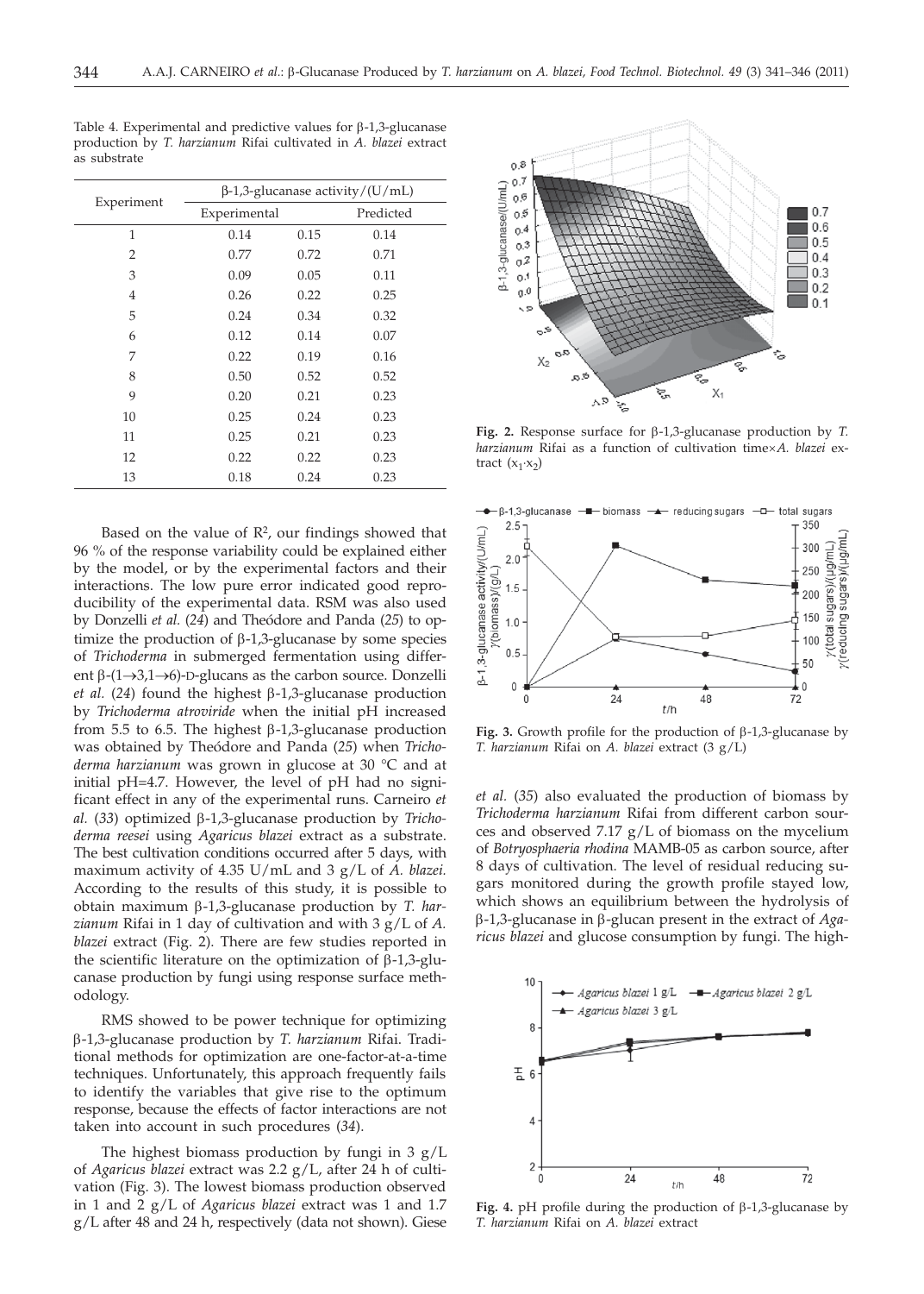Table 4. Experimental and predictive values for β-1,3-glucanase production by *T. harzianum* Rifai cultivated in *A. blazei* extract as substrate

| Experiment | β-1,3-glucanase activity/(U/mL) | | |
|---|---|---|---|
| | Experimental | | Predicted |
| 1 | 0.14 | 0.15 | 0.14 |
| 2 | 0.77 | 0.72 | 0.71 |
| 3 | 0.09 | 0.05 | 0.11 |
| 4 | 0.26 | 0.22 | 0.25 |
| 5 | 0.24 | 0.34 | 0.32 |
| 6 | 0.12 | 0.14 | 0.07 |
| 7 | 0.22 | 0.19 | 0.16 |
| 8 | 0.50 | 0.52 | 0.52 |
| 9 | 0.20 | 0.21 | 0.23 |
| 10 | 0.25 | 0.24 | 0.23 |
| 11 | 0.25 | 0.21 | 0.23 |
| 12 | 0.22 | 0.22 | 0.23 |
| 13 | 0.18 | 0.24 | 0.23 |

Based on the value of $R^2$, our findings showed that 96 % of the response variability could be explained either by the model, or by the experimental factors and their interactions. The low pure error indicated good reproducibility of the experimental data. RSM was also used by Donzelli *et al.* (*24*) and Theódore and Panda (*25*) to optimize the production of β-1,3-glucanase by some species of *Trichoderma* in submerged fermentation using different β-(1→3,1→6)-D-glucans as the carbon source. Donzelli *et al.* (*24*) found the highest β-1,3-glucanase production by *Trichoderma atroviride* when the initial pH increased from 5.5 to 6.5. The highest β-1,3-glucanase production was obtained by Theódore and Panda (*25*) when *Trichoderma harzianum* was grown in glucose at 30 °C and at initial pH=4.7. However, the level of pH had no significant effect in any of the experimental runs. Carneiro *et al.* (*33*) optimized β-1,3-glucanase production by *Trichoderma reesei* using *Agaricus blazei* extract as a substrate. The best cultivation conditions occurred after 5 days, with maximum activity of 4.35 U/mL and 3 g/L of *A. blazei.* According to the results of this study, it is possible to obtain maximum β-1,3-glucanase production by *T. harzianum* Rifai in 1 day of cultivation and with 3 g/L of *A. blazei* extract (Fig. 2). There are few studies reported in the scientific literature on the optimization of β-1,3-glucanase production by fungi using response surface methodology.

RMS showed to be power technique for optimizing β-1,3-glucanase production by *T. harzianum* Rifai. Traditional methods for optimization are one-factor-at-a-time techniques. Unfortunately, this approach frequently fails to identify the variables that give rise to the optimum response, because the effects of factor interactions are not taken into account in such procedures (*34*).

The highest biomass production by fungi in 3 g/L of *Agaricus blazei* extract was 2.2 g/L, after 24 h of cultivation (Fig. 3). The lowest biomass production observed in 1 and 2 g/L of *Agaricus blazei* extract was 1 and 1.7 g/L after 48 and 24 h, respectively (data not shown). Giese *et al.* (*35*) also evaluated the production of biomass by *Trichoderma harzianum* Rifai from different carbon sources and observed 7.17 g/L of biomass on the mycelium of *Botryosphaeria rhodina* MAMB-05 as carbon source, after 8 days of cultivation. The level of residual reducing sugars monitored during the growth profile stayed low, which shows an equilibrium between the hydrolysis of β-1,3-glucanase in β-glucan present in the extract of *Agaricus blazei* and glucose consumption by fungi. The high-

Fig. 2. Response surface for β-1,3-glucanase production by *T. harzianum* Rifai as a function of cultivation time×*A. blazei* extract ($x_1 \cdot x_2$)

Fig. 3. Growth profile for the production of β-1,3-glucanase by *T. harzianum* Rifai on *A. blazei* extract (3 g/L)

Fig. 4. pH profile during the production of β-1,3-glucanase by *T. harzianum* Rifai on *A. blazei* extract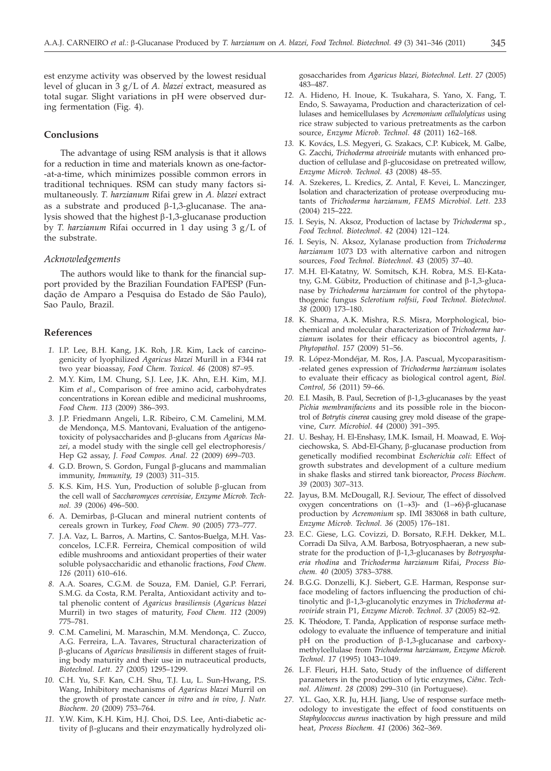est enzyme activity was observed by the lowest residual level of glucan in 3 g/L of *A. blazei* extract, measured as total sugar. Slight variations in pH were observed during fermentation (Fig. 4).

## Conclusions

The advantage of using RSM analysis is that it allows for a reduction in time and materials known as one-factor-at-a-time, which minimizes possible common errors in traditional techniques. RSM can study many factors simultaneously. *T. harzianum* Rifai grew in *A. blazei* extract as a substrate and produced β-1,3-glucanase. The analysis showed that the highest β-1,3-glucanase production by *T. harzianum* Rifai occurred in 1 day using 3 g/L of the substrate.

### *Acknowledgements*

The authors would like to thank for the financial support provided by the Brazilian Foundation FAPESP (Fundação de Amparo a Pesquisa do Estado de São Paulo), Sao Paulo, Brazil.

## References

1. I.P. Lee, B.H. Kang, J.K. Roh, J.R. Kim, Lack of carcinogenicity of lyophilized *Agaricus blazei* Murill in a F344 rat two year bioassay, *Food Chem. Toxicol. 46* (2008) 87–95.
2. M.Y. Kim, I.M. Chung, S.J. Lee, J.K. Ahn, E.H. Kim, M.J. Kim *et al*., Comparison of free amino acid, carbohydrates concentrations in Korean edible and medicinal mushrooms, *Food Chem. 113* (2009) 386–393.
3. J.P. Friedmann Angeli, L.R. Ribeiro, C.M. Camelini, M.M. de Mendonça, M.S. Mantovani, Evaluation of the antigenotoxicity of polysaccharides and β-glucans from *Agaricus blazei*, a model study with the single cell gel electrophoresis/Hep G2 assay, *J. Food Compos. Anal. 22* (2009) 699–703.
4. G.D. Brown, S. Gordon, Fungal β-glucans and mammalian immunity, *Immunity, 19* (2003) 311–315.
5. K.S. Kim, H.S. Yun, Production of soluble β-glucan from the cell wall of *Saccharomyces cerevisiae*, *Enzyme Microb. Technol. 39* (2006) 496–500.
6. A. Demirbas, β-Glucan and mineral nutrient contents of cereals grown in Turkey, *Food Chem. 90* (2005) 773–777.
7. J.A. Vaz, L. Barros, A. Martins, C. Santos-Buelga, M.H. Vasconcelos, I.C.F.R. Ferreira, Chemical composition of wild edible mushrooms and antioxidant properties of their water soluble polysaccharidic and ethanolic fractions, *Food Chem. 126* (2011) 610–616.
8. A.A. Soares, C.G.M. de Souza, F.M. Daniel, G.P. Ferrari, S.M.G. da Costa, R.M. Peralta, Antioxidant activity and total phenolic content of *Agaricus brasiliensis* (*Agaricus blazei* Murril) in two stages of maturity, *Food Chem. 112* (2009) 775–781.
9. C.M. Camelini, M. Maraschin, M.M. Mendonça, C. Zucco, A.G. Ferreira, L.A. Tavares, Structural characterization of β-glucans of *Agaricus brasiliensis* in different stages of fruiting body maturity and their use in nutraceutical products, *Biotechnol. Lett. 27* (2005) 1295–1299.
10. C.H. Yu, S.F. Kan, C.H. Shu, T.J. Lu, L. Sun-Hwang, P.S. Wang, Inhibitory mechanisms of *Agaricus blazei* Murril on the growth of prostate cancer *in vitro* and *in vivo*, *J. Nutr. Biochem. 20* (2009) 753–764.
11. Y.W. Kim, K.H. Kim, H.J. Choi, D.S. Lee, Anti-diabetic activity of β-glucans and their enzymatically hydrolyzed oligosaccharides from *Agaricus blazei*, *Biotechnol. Lett. 27* (2005) 483–487.
12. A. Hideno, H. Inoue, K. Tsukahara, S. Yano, X. Fang, T. Endo, S. Sawayama, Production and characterization of cellulases and hemicellulases by *Acremonium cellulolyticus* using rice straw subjected to various pretreatments as the carbon source, *Enzyme Microb. Technol. 48* (2011) 162–168.
13. K. Kovács, L.S. Megyeri, G. Szakacs, C.P. Kubicek, M. Galbe, G. Zacchi, *Trichoderma atroviride* mutants with enhanced production of cellulase and β-glucosidase on pretreated willow, *Enzyme Microb. Technol. 43* (2008) 48–55.
14. A. Szekeres, L. Kredics, Z. Antal, F. Kevei, L. Manczinger, Isolation and characterization of protease overproducing mutants of *Trichoderma harzianum*, *FEMS Microbiol. Lett. 233* (2004) 215–222.
15. I. Seyis, N. Aksoz, Production of lactase by *Trichoderma* sp., *Food Technol. Biotechnol. 42* (2004) 121–124.
16. I. Seyis, N. Aksoz, Xylanase production from *Trichoderma harzianum* 1073 D3 with alternative carbon and nitrogen sources, *Food Technol. Biotechnol. 43* (2005) 37–40.
17. M.H. El-Katatny, W. Somitsch, K.H. Robra, M.S. El-Katatny, G.M. Gübitz, Production of chitinase and β-1,3-glucanase by *Trichoderma harzianum* for control of the phytopathogenic fungus *Sclerotium rolfsii*, *Food Technol. Biotechnol. 38* (2000) 173–180.
18. K. Sharma, A.K. Mishra, R.S. Misra, Morphological, biochemical and molecular characterization of *Trichoderma harzianum* isolates for their efficacy as biocontrol agents, *J. Phytopathol. 157* (2009) 51–56.
19. R. López-Mondéjar, M. Ros, J.A. Pascual, Mycoparasitism-related genes expression of *Trichoderma harzianum* isolates to evaluate their efficacy as biological control agent, *Biol. Control, 56* (2011) 59–66.
20. E.I. Masih, B. Paul, Secretion of β-1,3-glucanases by the yeast *Pichia membranifaciens* and its possible role in the biocontrol of *Botrytis cinerea* causing grey mold disease of the grapevine, *Curr. Microbiol. 44* (2000) 391–395.
21. U. Beshay, H. El-Enshasy, I.M.K. Ismail, H. Moawad, E. Wojciechowska, S. Abd-El-Ghany, β-glucanase production from genetically modified recombinat *Escherichia coli*: Effect of growth substrates and development of a culture medium in shake flasks and stirred tank bioreactor, *Process Biochem. 39* (2003) 307–313.
22. Jayus, B.M. McDougall, R.J. Seviour, The effect of dissolved oxygen concentrations on (1→3)- and (1→6)-β-glucanase production by *Acremonium* sp. IMI 383068 in bath culture, *Enzyme Microb. Technol. 36* (2005) 176–181.
23. E.C. Giese, L.G. Covizzi, D. Borsato, R.F.H. Dekker, M.L. Corradi Da Silva, A.M. Barbosa, Botryosphaeran, a new substrate for the production of β-1,3-glucanases by *Botryosphaeria rhodina* and *Trichoderma harzianum* Rifai, *Process Biochem. 40* (2005) 3783–3788.
24. B.G.G. Donzelli, K.J. Siebert, G.E. Harman, Response surface modeling of factors influencing the production of chitinolytic and β-1,3-glucanolytic enzymes in *Trichoderma atroviride* strain P1, *Enzyme Microb. Technol. 37* (2005) 82–92.
25. K. Théodore, T. Panda, Application of response surface methodology to evaluate the influence of temperature and initial pH on the production of β-1,3-glucanase and carboxymethylcellulase from *Trichoderma harzianum*, *Enzyme Microb. Technol. 17* (1995) 1043–1049.
26. L.F. Fleuri, H.H. Sato, Study of the influence of different parameters in the production of lytic enzymes, *Ciênc. Technol. Aliment. 28* (2008) 299–310 (in Portuguese).
27. Y.L. Gao, X.R. Ju, H.H. Jiang, Use of response surface methodology to investigate the effect of food constituents on *Staphylococcus aureus* inactivation by high pressure and mild heat, *Process Biochem. 41* (2006) 362–369.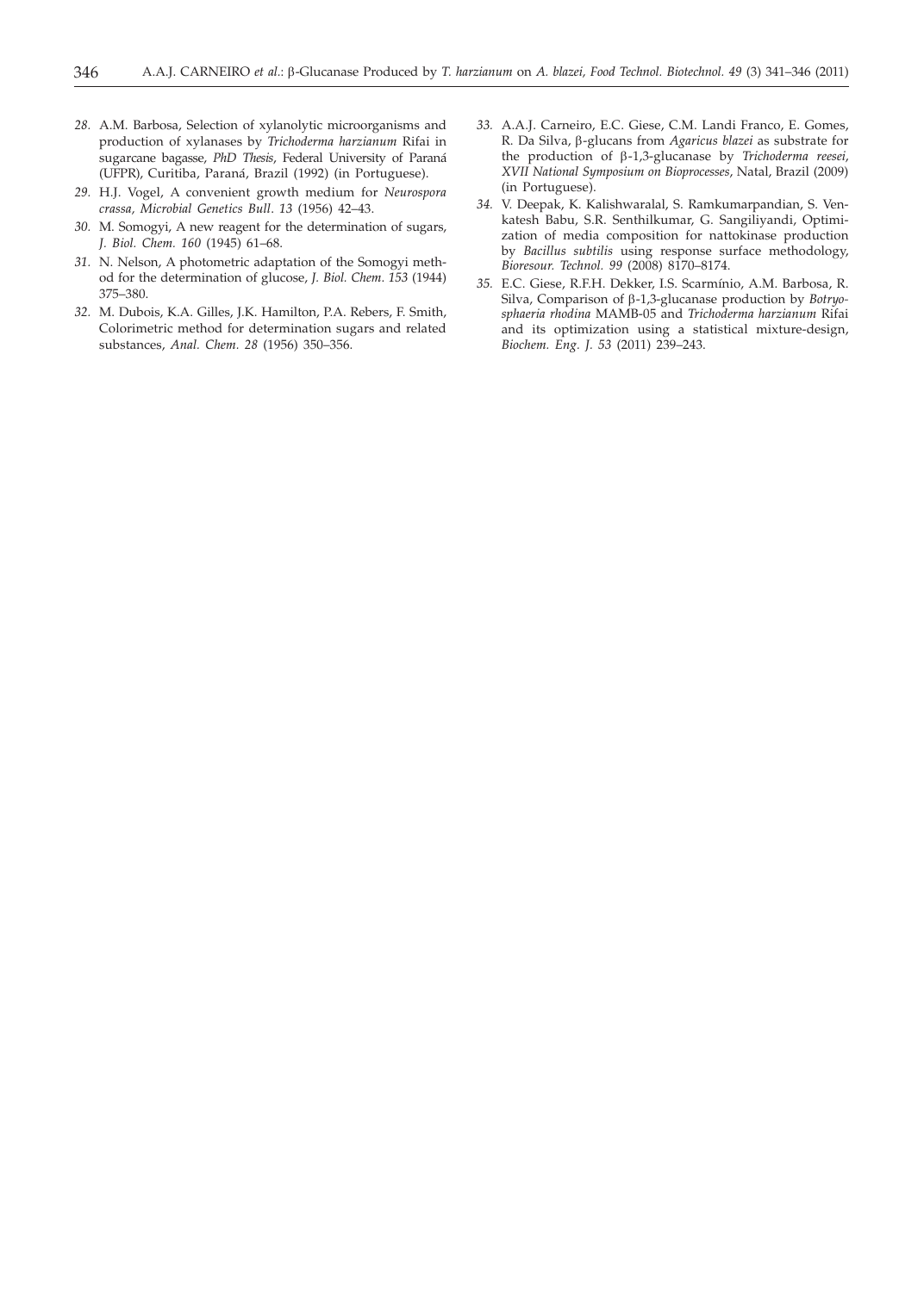28. A.M. Barbosa, Selection of xylanolytic microorganisms and production of xylanases by *Trichoderma harzianum* Rifai in sugarcane bagasse, *PhD Thesis*, Federal University of Paraná (UFPR), Curitiba, Paraná, Brazil (1992) (in Portuguese).

29. H.J. Vogel, A convenient growth medium for *Neurospora crassa*, *Microbial Genetics Bull. 13* (1956) 42–43.

30. M. Somogyi, A new reagent for the determination of sugars, *J. Biol. Chem. 160* (1945) 61–68.

31. N. Nelson, A photometric adaptation of the Somogyi method for the determination of glucose, *J. Biol. Chem. 153* (1944) 375–380.

32. M. Dubois, K.A. Gilles, J.K. Hamilton, P.A. Rebers, F. Smith, Colorimetric method for determination sugars and related substances, *Anal. Chem. 28* (1956) 350–356.

33. A.A.J. Carneiro, E.C. Giese, C.M. Landi Franco, E. Gomes, R. Da Silva, β-glucans from *Agaricus blazei* as substrate for the production of β-1,3-glucanase by *Trichoderma reesei*, *XVII National Symposium on Bioprocesses*, Natal, Brazil (2009) (in Portuguese).

34. V. Deepak, K. Kalishwaralal, S. Ramkumarpandian, S. Venkatesh Babu, S.R. Senthilkumar, G. Sangiliyandi, Optimization of media composition for nattokinase production by *Bacillus subtilis* using response surface methodology, *Bioresour. Technol. 99* (2008) 8170–8174.

35. E.C. Giese, R.F.H. Dekker, I.S. Scarmínio, A.M. Barbosa, R. Silva, Comparison of β-1,3-glucanase production by *Botryosphaeria rhodina* MAMB-05 and *Trichoderma harzianum* Rifai and its optimization using a statistical mixture-design, *Biochem. Eng. J. 53* (2011) 239–243.